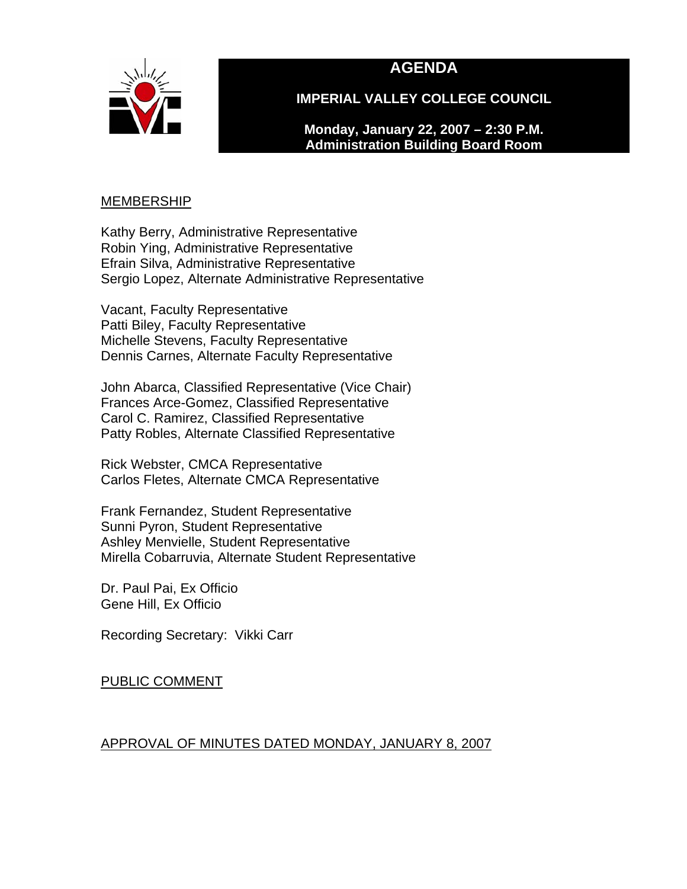# AGENDA

## IMPERIAL VALLEY COLLEGE COUNCIL

**Monday, January 22, 2007 – 2:30 P.M.**
**Administration Building Board Room**

MEMBERSHIP

Kathy Berry, Administrative Representative
Robin Ying, Administrative Representative
Efrain Silva, Administrative Representative
Sergio Lopez, Alternate Administrative Representative

Vacant, Faculty Representative
Patti Biley, Faculty Representative
Michelle Stevens, Faculty Representative
Dennis Carnes, Alternate Faculty Representative

John Abarca, Classified Representative (Vice Chair)
Frances Arce-Gomez, Classified Representative
Carol C. Ramirez, Classified Representative
Patty Robles, Alternate Classified Representative

Rick Webster, CMCA Representative
Carlos Fletes, Alternate CMCA Representative

Frank Fernandez, Student Representative
Sunni Pyron, Student Representative
Ashley Menvielle, Student Representative
Mirella Cobarruvia, Alternate Student Representative

Dr. Paul Pai, Ex Officio
Gene Hill, Ex Officio

Recording Secretary: Vikki Carr

PUBLIC COMMENT

APPROVAL OF MINUTES DATED MONDAY, JANUARY 8, 2007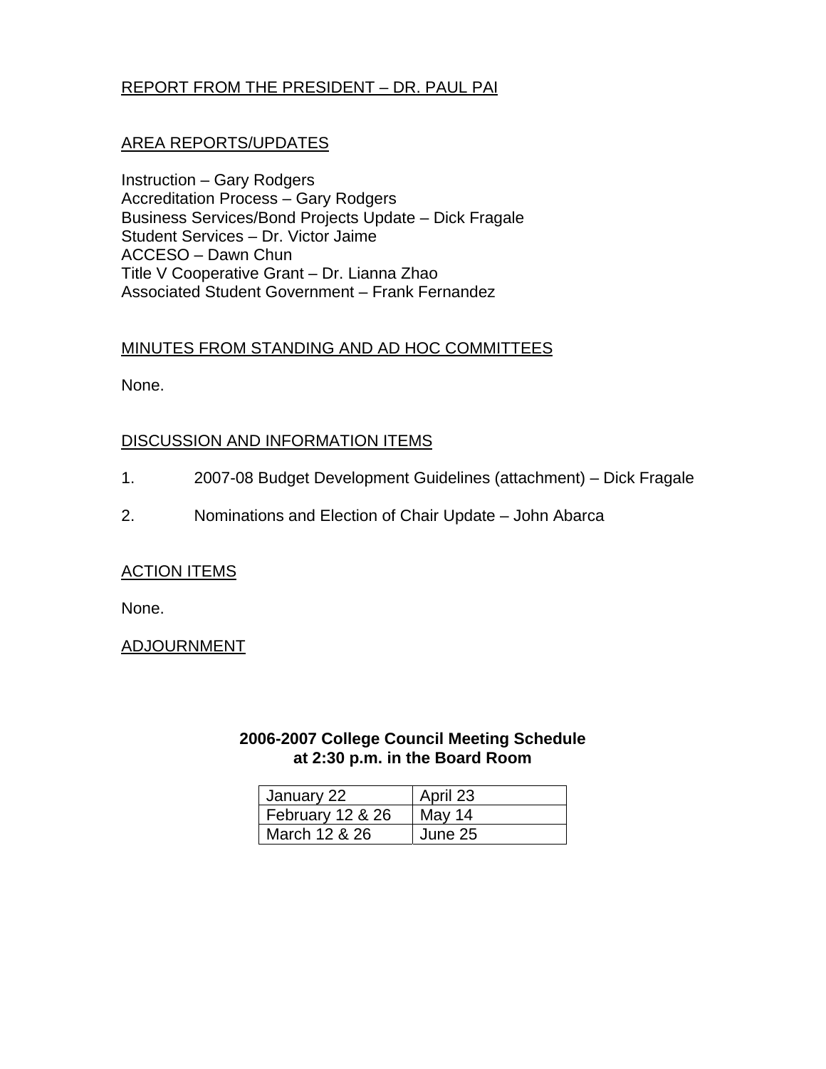## REPORT FROM THE PRESIDENT – DR. PAUL PAI

## AREA REPORTS/UPDATES

Instruction – Gary Rodgers
Accreditation Process – Gary Rodgers
Business Services/Bond Projects Update – Dick Fragale
Student Services – Dr. Victor Jaime
ACCESO – Dawn Chun
Title V Cooperative Grant – Dr. Lianna Zhao
Associated Student Government – Frank Fernandez

## MINUTES FROM STANDING AND AD HOC COMMITTEES

None.

## DISCUSSION AND INFORMATION ITEMS

1. 2007-08 Budget Development Guidelines (attachment) – Dick Fragale

2. Nominations and Election of Chair Update – John Abarca

## ACTION ITEMS

None.

## ADJOURNMENT

**2006-2007 College Council Meeting Schedule**
**at 2:30 p.m. in the Board Room**

| | |
|---|---|
| January 22 | April 23 |
| February 12 & 26 | May 14 |
| March 12 & 26 | June 25 |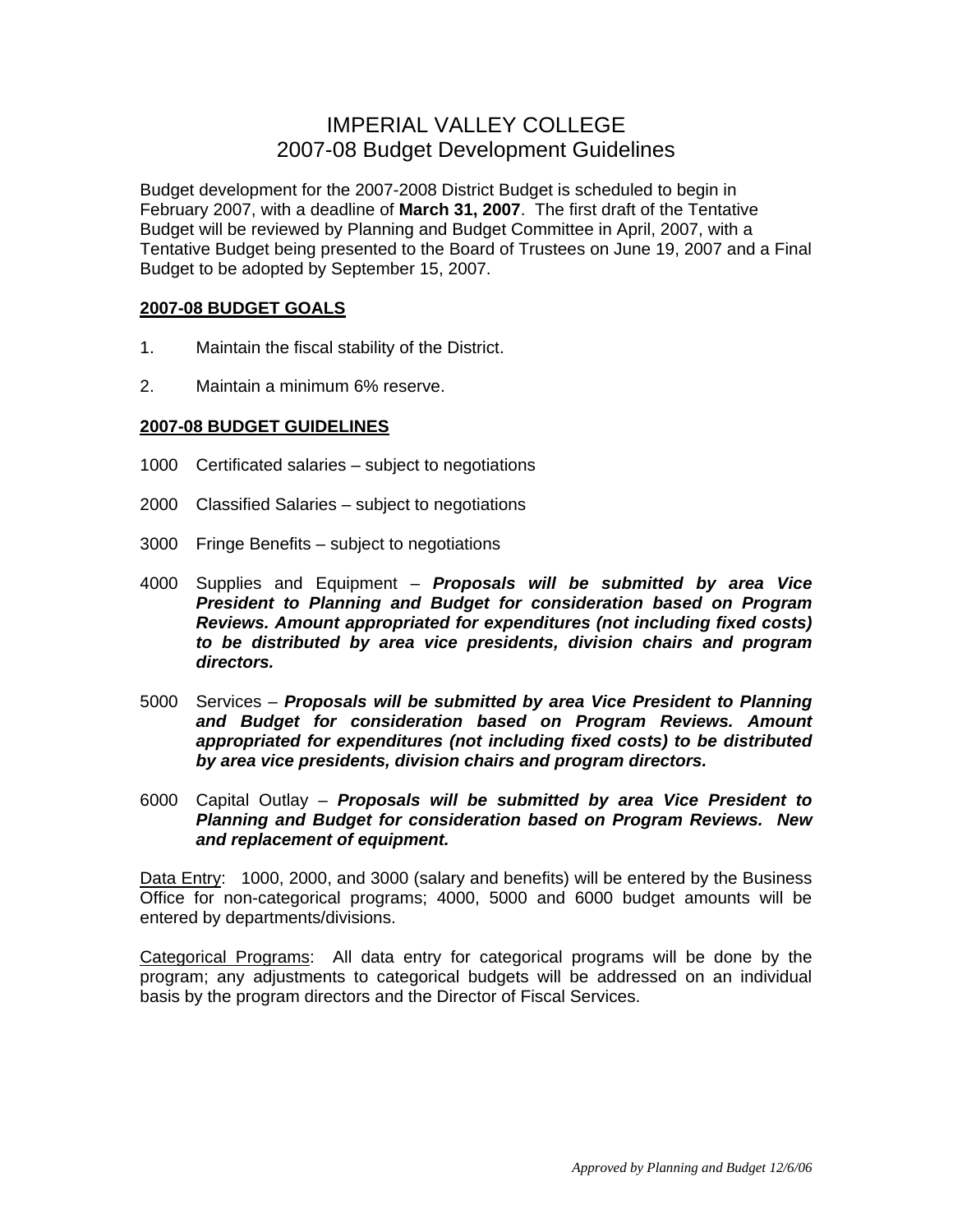# IMPERIAL VALLEY COLLEGE
# 2007-08 Budget Development Guidelines

Budget development for the 2007-2008 District Budget is scheduled to begin in February 2007, with a deadline of **March 31, 2007**. The first draft of the Tentative Budget will be reviewed by Planning and Budget Committee in April, 2007, with a Tentative Budget being presented to the Board of Trustees on June 19, 2007 and a Final Budget to be adopted by September 15, 2007.

## 2007-08 BUDGET GOALS

1. Maintain the fiscal stability of the District.
2. Maintain a minimum 6% reserve.

## 2007-08 BUDGET GUIDELINES

1000 Certificated salaries – subject to negotiations

2000 Classified Salaries – subject to negotiations

3000 Fringe Benefits – subject to negotiations

4000 Supplies and Equipment – ***Proposals will be submitted by area Vice President to Planning and Budget for consideration based on Program Reviews. Amount appropriated for expenditures (not including fixed costs) to be distributed by area vice presidents, division chairs and program directors.***

5000 Services – ***Proposals will be submitted by area Vice President to Planning and Budget for consideration based on Program Reviews. Amount appropriated for expenditures (not including fixed costs) to be distributed by area vice presidents, division chairs and program directors.***

6000 Capital Outlay – ***Proposals will be submitted by area Vice President to Planning and Budget for consideration based on Program Reviews. New and replacement of equipment.***

<u>Data Entry</u>: 1000, 2000, and 3000 (salary and benefits) will be entered by the Business Office for non-categorical programs; 4000, 5000 and 6000 budget amounts will be entered by departments/divisions.

<u>Categorical Programs</u>: All data entry for categorical programs will be done by the program; any adjustments to categorical budgets will be addressed on an individual basis by the program directors and the Director of Fiscal Services.

*Approved by Planning and Budget 12/6/06*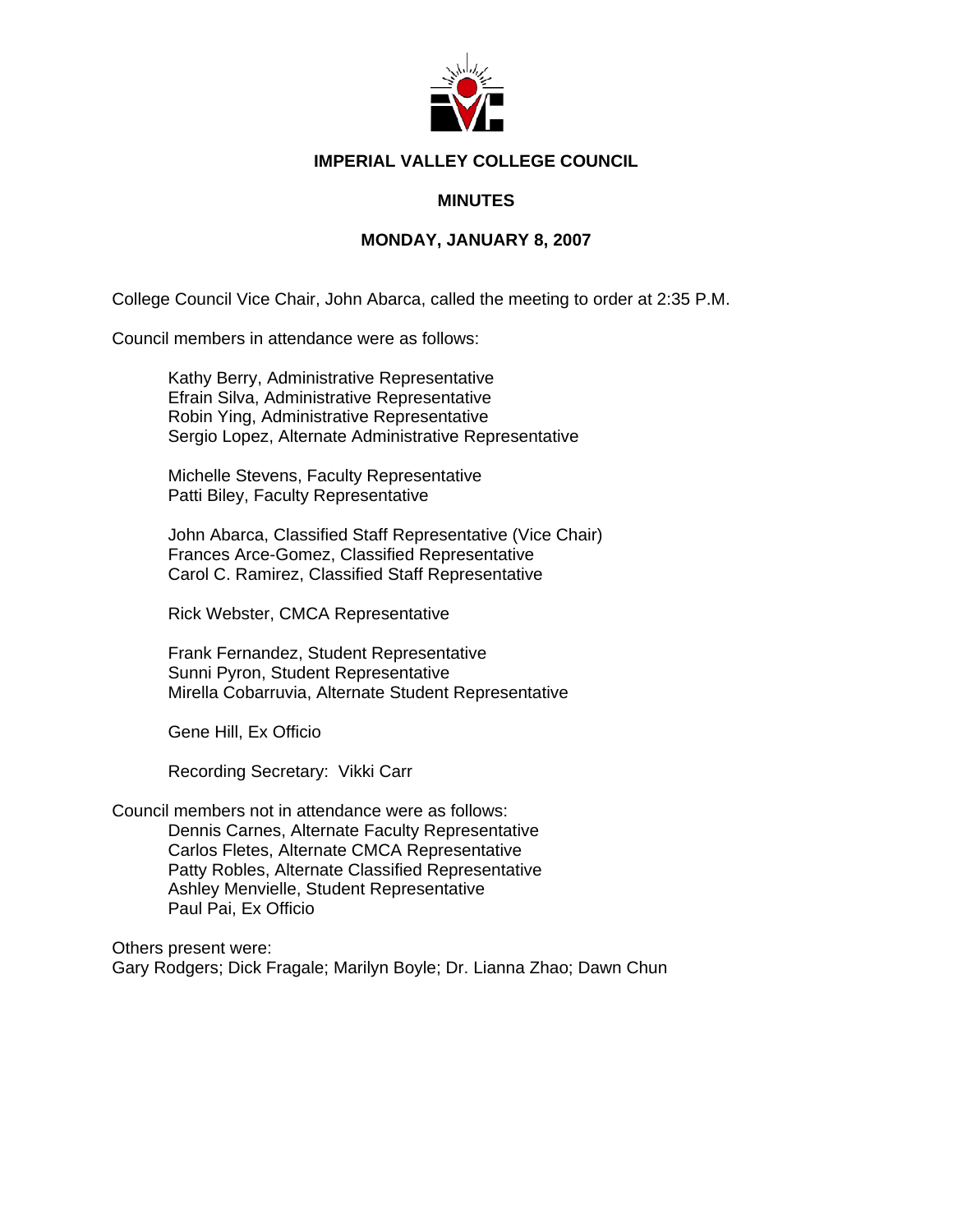**IMPERIAL VALLEY COLLEGE COUNCIL**

**MINUTES**

**MONDAY, JANUARY 8, 2007**

College Council Vice Chair, John Abarca, called the meeting to order at 2:35 P.M.

Council members in attendance were as follows:

Kathy Berry, Administrative Representative
Efrain Silva, Administrative Representative
Robin Ying, Administrative Representative
Sergio Lopez, Alternate Administrative Representative

Michelle Stevens, Faculty Representative
Patti Biley, Faculty Representative

John Abarca, Classified Staff Representative (Vice Chair)
Frances Arce-Gomez, Classified Representative
Carol C. Ramirez, Classified Staff Representative

Rick Webster, CMCA Representative

Frank Fernandez, Student Representative
Sunni Pyron, Student Representative
Mirella Cobarruvia, Alternate Student Representative

Gene Hill, Ex Officio

Recording Secretary: Vikki Carr

Council members not in attendance were as follows:

Dennis Carnes, Alternate Faculty Representative
Carlos Fletes, Alternate CMCA Representative
Patty Robles, Alternate Classified Representative
Ashley Menvielle, Student Representative
Paul Pai, Ex Officio

Others present were:
Gary Rodgers; Dick Fragale; Marilyn Boyle; Dr. Lianna Zhao; Dawn Chun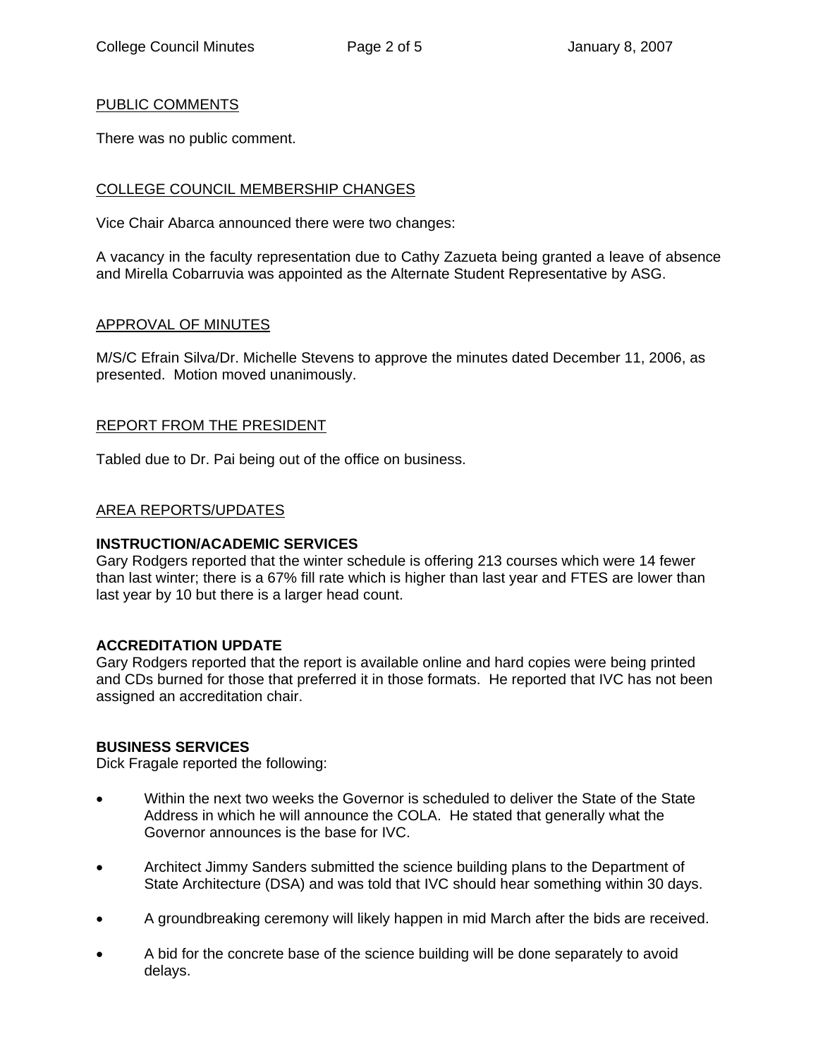## PUBLIC COMMENTS

There was no public comment.

## COLLEGE COUNCIL MEMBERSHIP CHANGES

Vice Chair Abarca announced there were two changes:

A vacancy in the faculty representation due to Cathy Zazueta being granted a leave of absence and Mirella Cobarruvia was appointed as the Alternate Student Representative by ASG.

## APPROVAL OF MINUTES

M/S/C Efrain Silva/Dr. Michelle Stevens to approve the minutes dated December 11, 2006, as presented. Motion moved unanimously.

## REPORT FROM THE PRESIDENT

Tabled due to Dr. Pai being out of the office on business.

## AREA REPORTS/UPDATES

### INSTRUCTION/ACADEMIC SERVICES

Gary Rodgers reported that the winter schedule is offering 213 courses which were 14 fewer than last winter; there is a 67% fill rate which is higher than last year and FTES are lower than last year by 10 but there is a larger head count.

### ACCREDITATION UPDATE

Gary Rodgers reported that the report is available online and hard copies were being printed and CDs burned for those that preferred it in those formats. He reported that IVC has not been assigned an accreditation chair.

### BUSINESS SERVICES

Dick Fragale reported the following:

- Within the next two weeks the Governor is scheduled to deliver the State of the State Address in which he will announce the COLA. He stated that generally what the Governor announces is the base for IVC.
- Architect Jimmy Sanders submitted the science building plans to the Department of State Architecture (DSA) and was told that IVC should hear something within 30 days.
- A groundbreaking ceremony will likely happen in mid March after the bids are received.
- A bid for the concrete base of the science building will be done separately to avoid delays.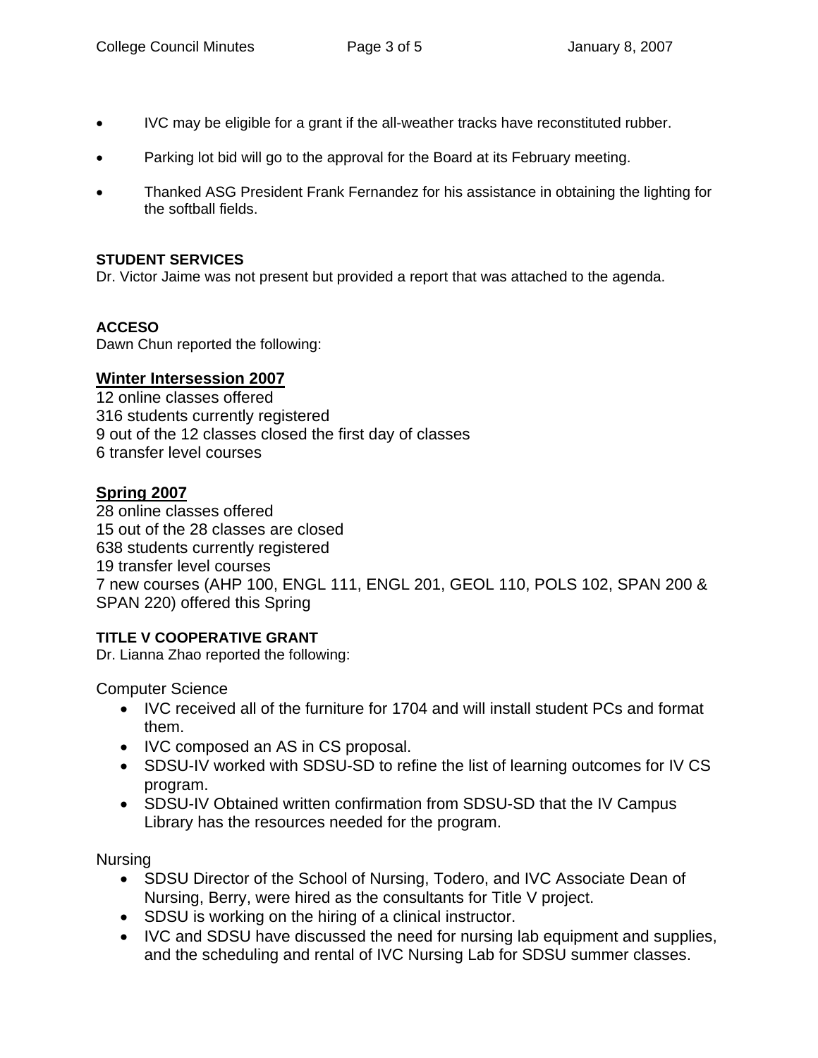- IVC may be eligible for a grant if the all-weather tracks have reconstituted rubber.
- Parking lot bid will go to the approval for the Board at its February meeting.
- Thanked ASG President Frank Fernandez for his assistance in obtaining the lighting for the softball fields.

**STUDENT SERVICES**

Dr. Victor Jaime was not present but provided a report that was attached to the agenda.

**ACCESO**

Dawn Chun reported the following:

**Winter Intersession 2007**

12 online classes offered
316 students currently registered
9 out of the 12 classes closed the first day of classes
6 transfer level courses

**Spring 2007**

28 online classes offered
15 out of the 28 classes are closed
638 students currently registered
19 transfer level courses
7 new courses (AHP 100, ENGL 111, ENGL 201, GEOL 110, POLS 102, SPAN 200 & SPAN 220) offered this Spring

**TITLE V COOPERATIVE GRANT**

Dr. Lianna Zhao reported the following:

Computer Science

- IVC received all of the furniture for 1704 and will install student PCs and format them.
- IVC composed an AS in CS proposal.
- SDSU-IV worked with SDSU-SD to refine the list of learning outcomes for IV CS program.
- SDSU-IV Obtained written confirmation from SDSU-SD that the IV Campus Library has the resources needed for the program.

Nursing

- SDSU Director of the School of Nursing, Todero, and IVC Associate Dean of Nursing, Berry, were hired as the consultants for Title V project.
- SDSU is working on the hiring of a clinical instructor.
- IVC and SDSU have discussed the need for nursing lab equipment and supplies, and the scheduling and rental of IVC Nursing Lab for SDSU summer classes.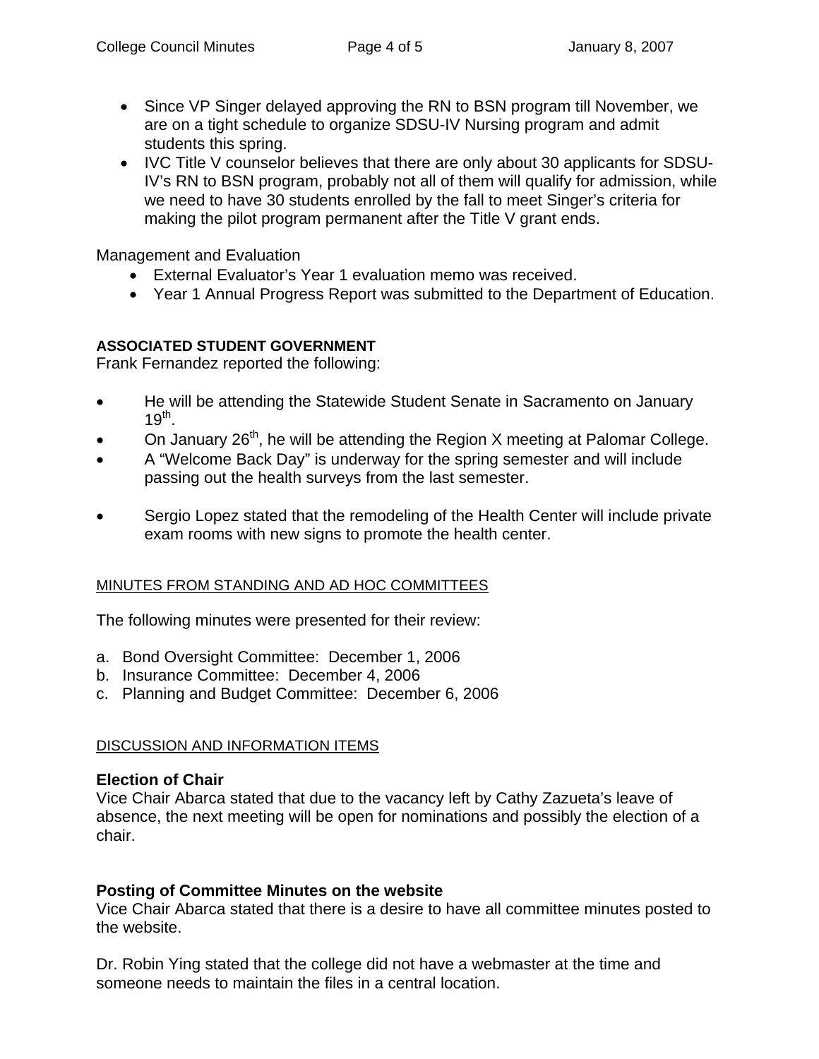- Since VP Singer delayed approving the RN to BSN program till November, we are on a tight schedule to organize SDSU-IV Nursing program and admit students this spring.
- IVC Title V counselor believes that there are only about 30 applicants for SDSU-IV's RN to BSN program, probably not all of them will qualify for admission, while we need to have 30 students enrolled by the fall to meet Singer's criteria for making the pilot program permanent after the Title V grant ends.

Management and Evaluation

- External Evaluator's Year 1 evaluation memo was received.
- Year 1 Annual Progress Report was submitted to the Department of Education.

**ASSOCIATED STUDENT GOVERNMENT**

Frank Fernandez reported the following:

- He will be attending the Statewide Student Senate in Sacramento on January 19th.
- On January 26th, he will be attending the Region X meeting at Palomar College.
- A "Welcome Back Day" is underway for the spring semester and will include passing out the health surveys from the last semester.
- Sergio Lopez stated that the remodeling of the Health Center will include private exam rooms with new signs to promote the health center.

MINUTES FROM STANDING AND AD HOC COMMITTEES

The following minutes were presented for their review:

a. Bond Oversight Committee: December 1, 2006
b. Insurance Committee: December 4, 2006
c. Planning and Budget Committee: December 6, 2006

DISCUSSION AND INFORMATION ITEMS

**Election of Chair**

Vice Chair Abarca stated that due to the vacancy left by Cathy Zazueta's leave of absence, the next meeting will be open for nominations and possibly the election of a chair.

**Posting of Committee Minutes on the website**

Vice Chair Abarca stated that there is a desire to have all committee minutes posted to the website.

Dr. Robin Ying stated that the college did not have a webmaster at the time and someone needs to maintain the files in a central location.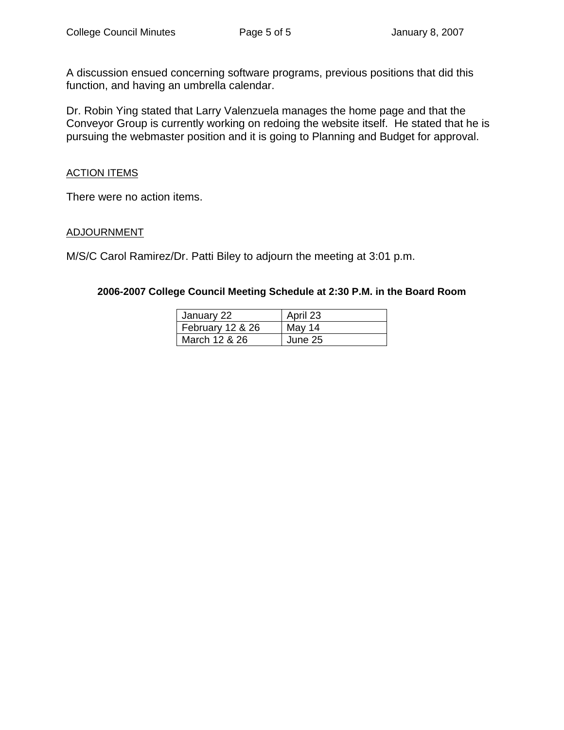A discussion ensued concerning software programs, previous positions that did this function, and having an umbrella calendar.

Dr. Robin Ying stated that Larry Valenzuela manages the home page and that the Conveyor Group is currently working on redoing the website itself. He stated that he is pursuing the webmaster position and it is going to Planning and Budget for approval.

## ACTION ITEMS

There were no action items.

## ADJOURNMENT

M/S/C Carol Ramirez/Dr. Patti Biley to adjourn the meeting at 3:01 p.m.

**2006-2007 College Council Meeting Schedule at 2:30 P.M. in the Board Room**

| | |
|---|---|
| January 22 | April 23 |
| February 12 & 26 | May 14 |
| March 12 & 26 | June 25 |